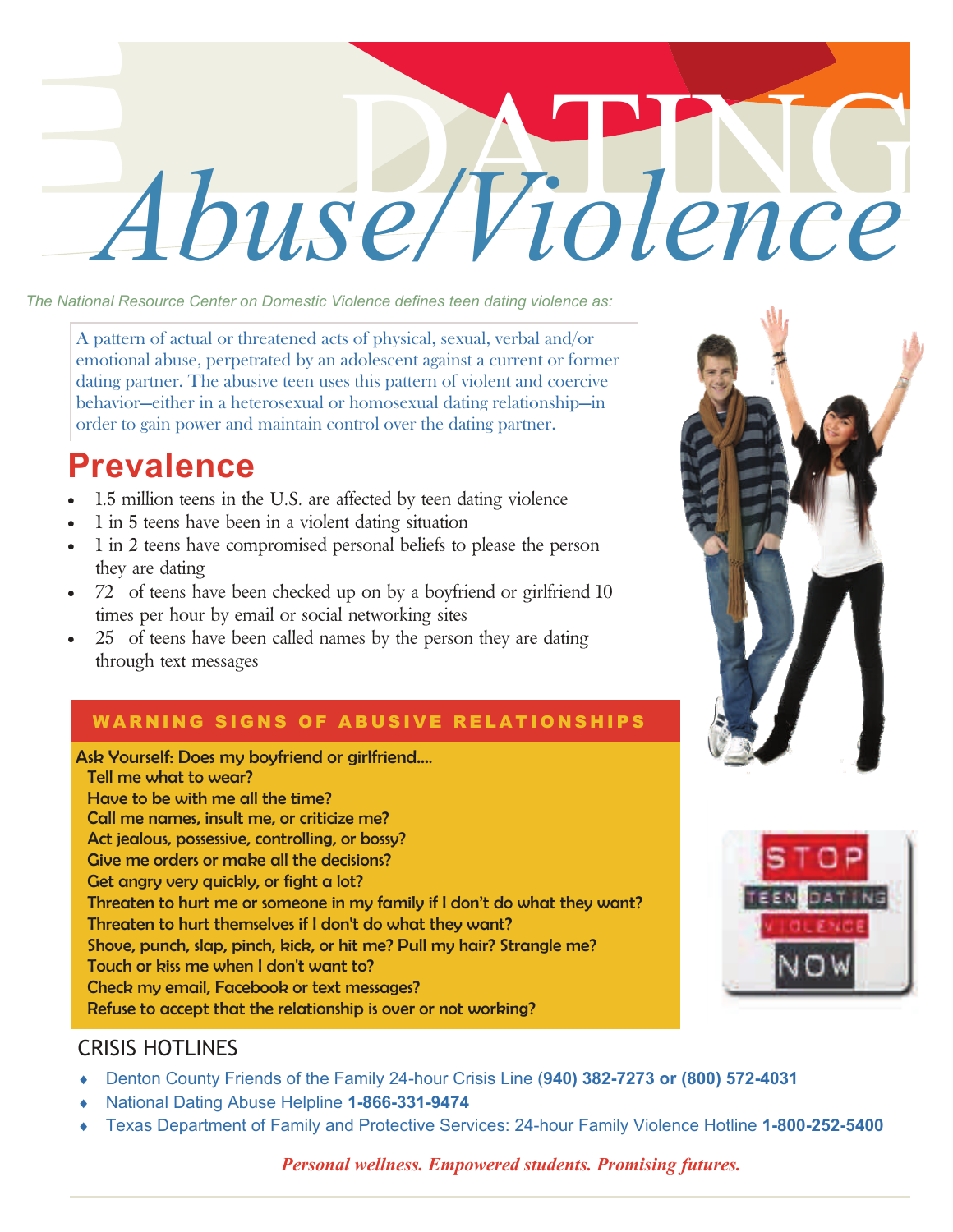# DATING Abuse/Violence

*The National Resource Center on Domestic Violence defines teen dating violence as:*

A pattern of actual or threatened acts of physical, sexual, verbal and/or emotional abuse, perpetrated by an adolescent against a current or former dating partner. The abusive teen uses this pattern of violent and coercive behavior—either in a heterosexual or homosexual dating relationship—in order to gain power and maintain control over the dating partner.

## Prevalence

- 1.5 million teens in the U.S. are affected by teen dating violence
- 1 in 5 teens have been in a violent dating situation
- 1 in 2 teens have compromised personal beliefs to please the person they are dating
- 72 of teens have been checked up on by a boyfriend or girlfriend 10 times per hour by email or social networking sites
- 25 of teens have been called names by the person they are dating through text messages

### WARNING SIGNS OF ABUSIVE RELATIONSHIPS

Ask Yourself: Does my boyfriend or girlfriend....

- Tell me what to wear?
- Have to be with me all the time?
- Call me names, insult me, or criticize me?
- Act jealous, possessive, controlling, or bossy?
- Give me orders or make all the decisions?
- Get angry very quickly, or fight a lot?
- Threaten to hurt me or someone in my family if I don't do what they want?
- Threaten to hurt themselves if I don't do what they want?
- Shove, punch, slap, pinch, kick, or hit me? Pull my hair? Strangle me?
- Touch or kiss me when I don't want to?
- Check my email, Facebook or text messages?
- Refuse to accept that the relationship is over or not working?

STOP TEEN DATING VIOLENCE NOW

## CRISIS HOTLINES

- Denton County Friends of the Family 24-hour Crisis Line (**940) 382-7273 or (800) 572-4031**
- National Dating Abuse Helpline **1-866-331-9474**
- Texas Department of Family and Protective Services: 24-hour Family Violence Hotline **1-800-252-5400**

***Personal wellness. Empowered students. Promising futures.***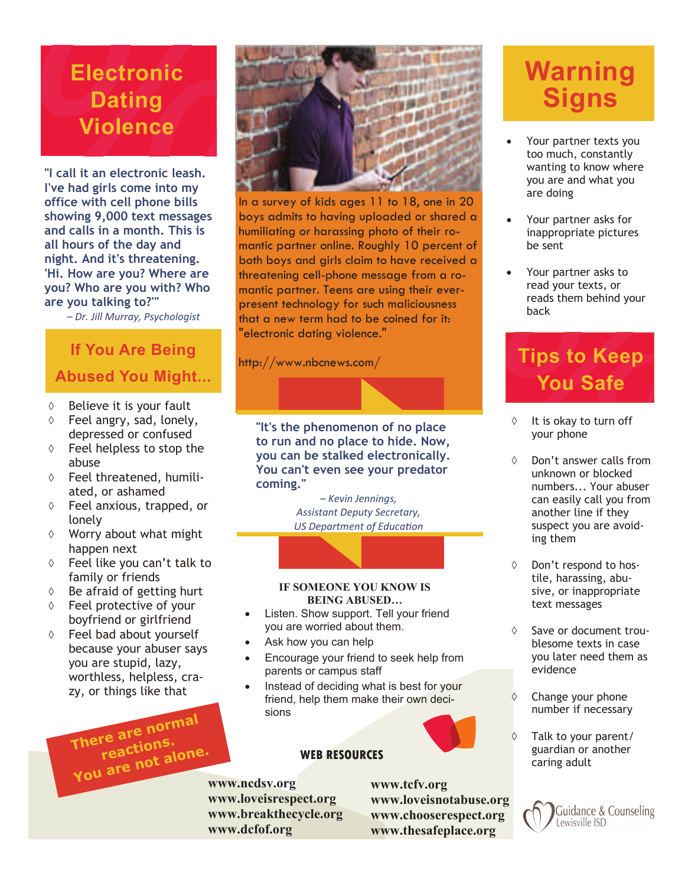# Electronic Dating Violence

**"I call it an electronic leash. I've had girls come into my office with cell phone bills showing 9,000 text messages and calls in a month. This is all hours of the day and night. And it's threatening. 'Hi. How are you? Where are you? Who are you with? Who are you talking to?'"**

*– Dr. Jill Murray, Psychologist*

## If You Are Being Abused You Might...

- ◊ Believe it is your fault
- ◊ Feel angry, sad, lonely, depressed or confused
- ◊ Feel helpless to stop the abuse
- ◊ Feel threatened, humiliated, or ashamed
- ◊ Feel anxious, trapped, or lonely
- ◊ Worry about what might happen next
- ◊ Feel like you can't talk to family or friends
- ◊ Be afraid of getting hurt
- ◊ Feel protective of your boyfriend or girlfriend
- ◊ Feel bad about yourself because your abuser says you are stupid, lazy, worthless, helpless, crazy, or things like that

**There are normal reactions. You are not alone.**

In a survey of kids ages 11 to 18, one in 20 boys admits to having uploaded or shared a humiliating or harassing photo of their romantic partner online. Roughly 10 percent of both boys and girls claim to have received a threatening cell-phone message from a romantic partner. Teens are using their ever-present technology for such maliciousness that a new term had to be coined for it: "electronic dating violence."

http://www.nbcnews.com/

**"It's the phenomenon of no place to run and no place to hide. Now, you can be stalked electronically. You can't even see your predator coming."**

*– Kevin Jennings,*
*Assistant Deputy Secretary,*
*US Department of Education*

**IF SOMEONE YOU KNOW IS BEING ABUSED…**

- Listen. Show support. Tell your friend you are worried about them.
- Ask how you can help
- Encourage your friend to seek help from parents or campus staff
- Instead of deciding what is best for your friend, help them make their own decisions

**WEB RESOURCES**

www.ncdsv.org
www.loveisrespect.org
www.breakthecycle.org
www.dcfof.org
www.tcfv.org
www.loveisnotabuse.org
www.chooserespect.org
www.thesafeplace.org

# Warning Signs

- Your partner texts you too much, constantly wanting to know where you are and what you are doing
- Your partner asks for inappropriate pictures be sent
- Your partner asks to read your texts, or reads them behind your back

## Tips to Keep You Safe

- ◊ It is okay to turn off your phone
- ◊ Don't answer calls from unknown or blocked numbers... Your abuser can easily call you from another line if they suspect you are avoiding them
- ◊ Don't respond to hostile, harassing, abusive, or inappropriate text messages
- ◊ Save or document troublesome texts in case you later need them as evidence
- ◊ Change your phone number if necessary
- ◊ Talk to your parent/guardian or another caring adult

Guidance & Counseling
Lewisville ISD